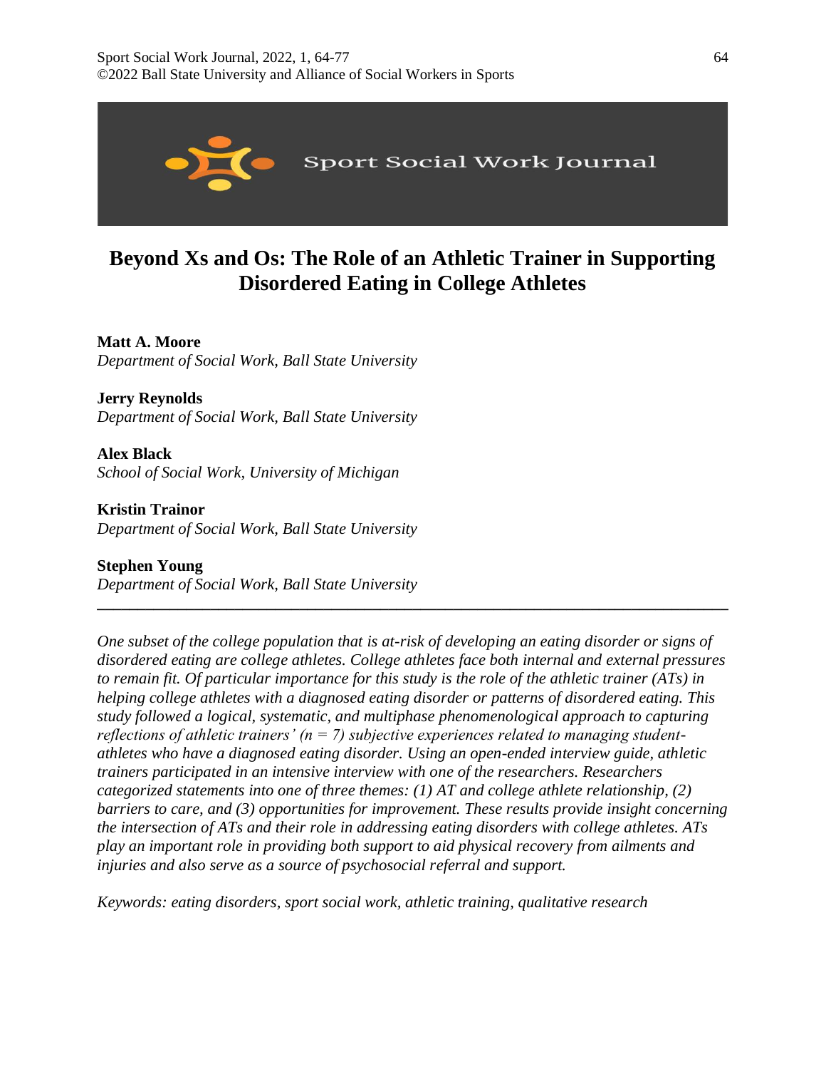# Beyond Xs and Os: The Role of an Athletic Trainer in Supporting Disordered Eating in College Athletes

**Matt A. Moore**
*Department of Social Work, Ball State University*

**Jerry Reynolds**
*Department of Social Work, Ball State University*

**Alex Black**
*School of Social Work, University of Michigan*

**Kristin Trainor**
*Department of Social Work, Ball State University*

**Stephen Young**
*Department of Social Work, Ball State University*

---

*One subset of the college population that is at-risk of developing an eating disorder or signs of disordered eating are college athletes. College athletes face both internal and external pressures to remain fit. Of particular importance for this study is the role of the athletic trainer (ATs) in helping college athletes with a diagnosed eating disorder or patterns of disordered eating. This study followed a logical, systematic, and multiphase phenomenological approach to capturing reflections of athletic trainers' ($n = 7$) subjective experiences related to managing student-athletes who have a diagnosed eating disorder. Using an open-ended interview guide, athletic trainers participated in an intensive interview with one of the researchers. Researchers categorized statements into one of three themes: (1) AT and college athlete relationship, (2) barriers to care, and (3) opportunities for improvement. These results provide insight concerning the intersection of ATs and their role in addressing eating disorders with college athletes. ATs play an important role in providing both support to aid physical recovery from ailments and injuries and also serve as a source of psychosocial referral and support.*

*Keywords: eating disorders, sport social work, athletic training, qualitative research*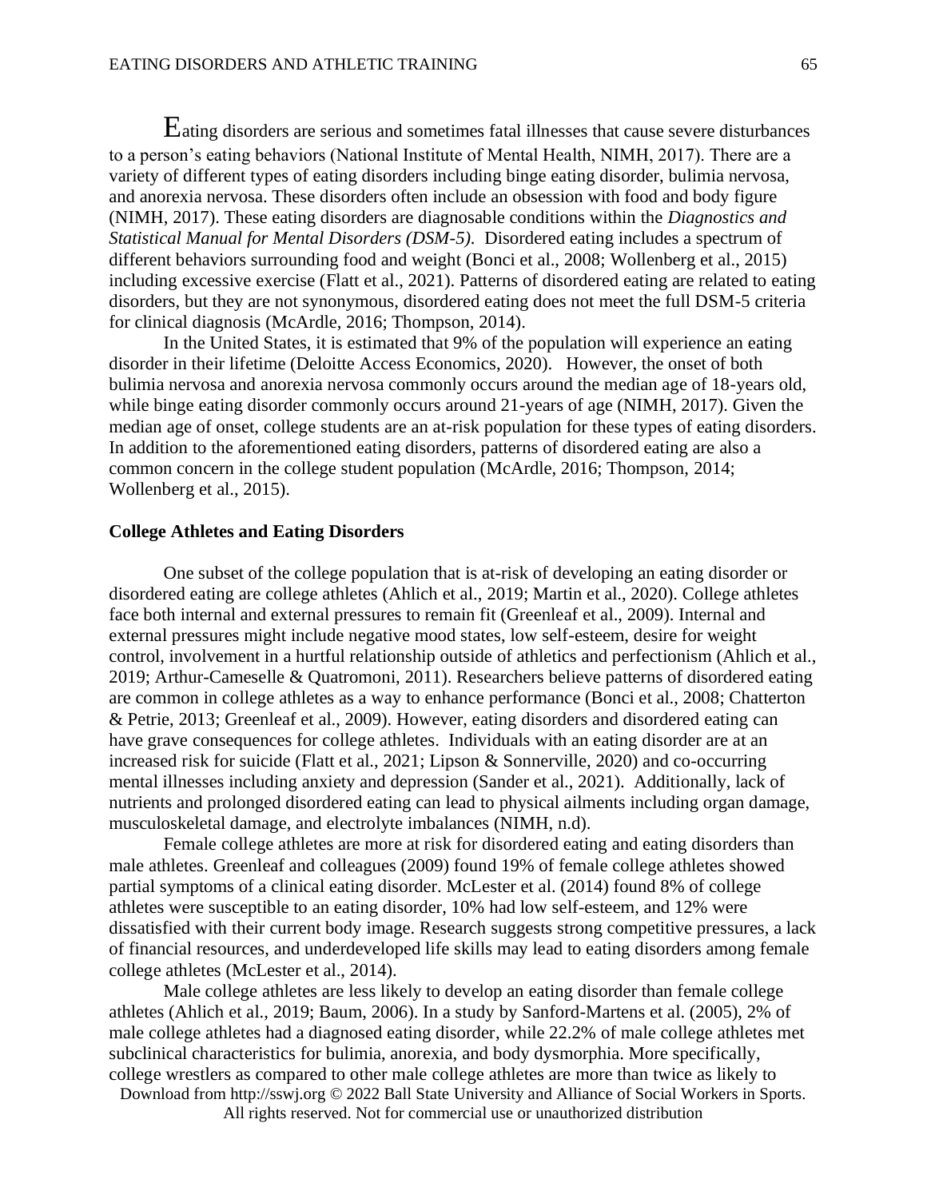Eating disorders are serious and sometimes fatal illnesses that cause severe disturbances to a person's eating behaviors (National Institute of Mental Health, NIMH, 2017). There are a variety of different types of eating disorders including binge eating disorder, bulimia nervosa, and anorexia nervosa. These disorders often include an obsession with food and body figure (NIMH, 2017). These eating disorders are diagnosable conditions within the *Diagnostics and Statistical Manual for Mental Disorders (DSM-5).* Disordered eating includes a spectrum of different behaviors surrounding food and weight (Bonci et al., 2008; Wollenberg et al., 2015) including excessive exercise (Flatt et al., 2021). Patterns of disordered eating are related to eating disorders, but they are not synonymous, disordered eating does not meet the full DSM-5 criteria for clinical diagnosis (McArdle, 2016; Thompson, 2014).

In the United States, it is estimated that 9% of the population will experience an eating disorder in their lifetime (Deloitte Access Economics, 2020). However, the onset of both bulimia nervosa and anorexia nervosa commonly occurs around the median age of 18-years old, while binge eating disorder commonly occurs around 21-years of age (NIMH, 2017). Given the median age of onset, college students are an at-risk population for these types of eating disorders. In addition to the aforementioned eating disorders, patterns of disordered eating are also a common concern in the college student population (McArdle, 2016; Thompson, 2014; Wollenberg et al., 2015).

**College Athletes and Eating Disorders**

One subset of the college population that is at-risk of developing an eating disorder or disordered eating are college athletes (Ahlich et al., 2019; Martin et al., 2020). College athletes face both internal and external pressures to remain fit (Greenleaf et al., 2009). Internal and external pressures might include negative mood states, low self-esteem, desire for weight control, involvement in a hurtful relationship outside of athletics and perfectionism (Ahlich et al., 2019; Arthur-Cameselle & Quatromoni, 2011). Researchers believe patterns of disordered eating are common in college athletes as a way to enhance performance (Bonci et al., 2008; Chatterton & Petrie, 2013; Greenleaf et al., 2009). However, eating disorders and disordered eating can have grave consequences for college athletes. Individuals with an eating disorder are at an increased risk for suicide (Flatt et al., 2021; Lipson & Sonnerville, 2020) and co-occurring mental illnesses including anxiety and depression (Sander et al., 2021). Additionally, lack of nutrients and prolonged disordered eating can lead to physical ailments including organ damage, musculoskeletal damage, and electrolyte imbalances (NIMH, n.d).

Female college athletes are more at risk for disordered eating and eating disorders than male athletes. Greenleaf and colleagues (2009) found 19% of female college athletes showed partial symptoms of a clinical eating disorder. McLester et al. (2014) found 8% of college athletes were susceptible to an eating disorder, 10% had low self-esteem, and 12% were dissatisfied with their current body image. Research suggests strong competitive pressures, a lack of financial resources, and underdeveloped life skills may lead to eating disorders among female college athletes (McLester et al., 2014).

Male college athletes are less likely to develop an eating disorder than female college athletes (Ahlich et al., 2019; Baum, 2006). In a study by Sanford-Martens et al. (2005), 2% of male college athletes had a diagnosed eating disorder, while 22.2% of male college athletes met subclinical characteristics for bulimia, anorexia, and body dysmorphia. More specifically, college wrestlers as compared to other male college athletes are more than twice as likely to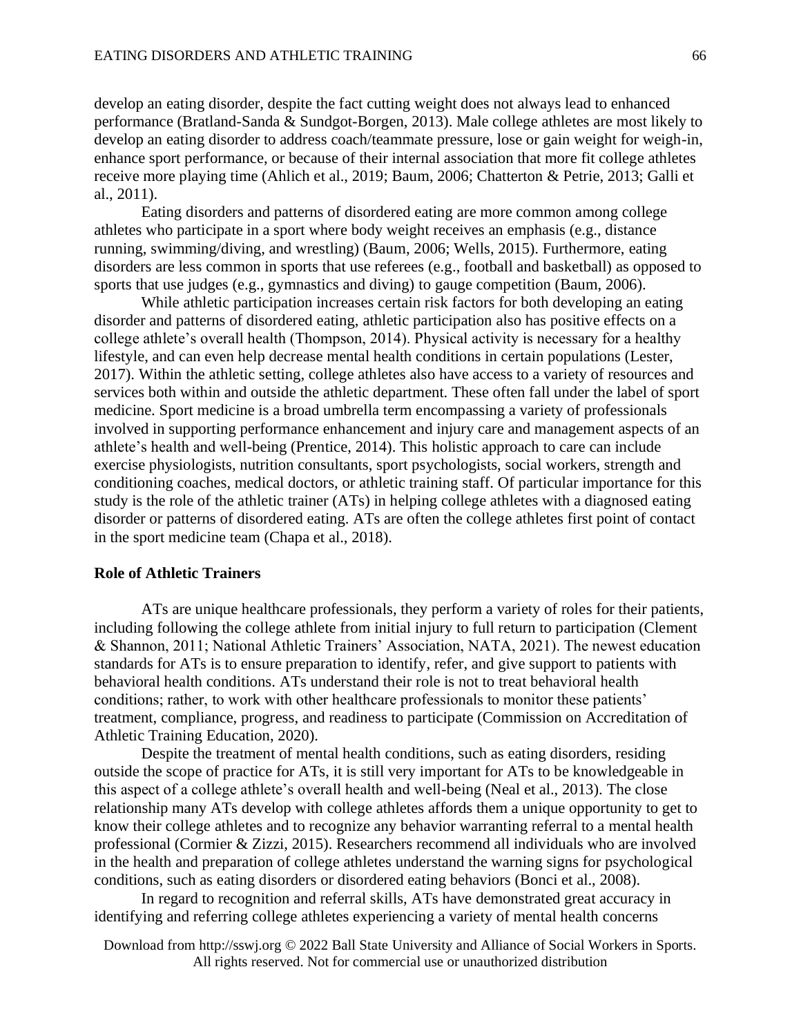develop an eating disorder, despite the fact cutting weight does not always lead to enhanced performance (Bratland-Sanda & Sundgot-Borgen, 2013). Male college athletes are most likely to develop an eating disorder to address coach/teammate pressure, lose or gain weight for weigh-in, enhance sport performance, or because of their internal association that more fit college athletes receive more playing time (Ahlich et al., 2019; Baum, 2006; Chatterton & Petrie, 2013; Galli et al., 2011).

Eating disorders and patterns of disordered eating are more common among college athletes who participate in a sport where body weight receives an emphasis (e.g., distance running, swimming/diving, and wrestling) (Baum, 2006; Wells, 2015). Furthermore, eating disorders are less common in sports that use referees (e.g., football and basketball) as opposed to sports that use judges (e.g., gymnastics and diving) to gauge competition (Baum, 2006).

While athletic participation increases certain risk factors for both developing an eating disorder and patterns of disordered eating, athletic participation also has positive effects on a college athlete's overall health (Thompson, 2014). Physical activity is necessary for a healthy lifestyle, and can even help decrease mental health conditions in certain populations (Lester, 2017). Within the athletic setting, college athletes also have access to a variety of resources and services both within and outside the athletic department. These often fall under the label of sport medicine. Sport medicine is a broad umbrella term encompassing a variety of professionals involved in supporting performance enhancement and injury care and management aspects of an athlete's health and well-being (Prentice, 2014). This holistic approach to care can include exercise physiologists, nutrition consultants, sport psychologists, social workers, strength and conditioning coaches, medical doctors, or athletic training staff. Of particular importance for this study is the role of the athletic trainer (ATs) in helping college athletes with a diagnosed eating disorder or patterns of disordered eating. ATs are often the college athletes first point of contact in the sport medicine team (Chapa et al., 2018).

## Role of Athletic Trainers

ATs are unique healthcare professionals, they perform a variety of roles for their patients, including following the college athlete from initial injury to full return to participation (Clement & Shannon, 2011; National Athletic Trainers' Association, NATA, 2021). The newest education standards for ATs is to ensure preparation to identify, refer, and give support to patients with behavioral health conditions. ATs understand their role is not to treat behavioral health conditions; rather, to work with other healthcare professionals to monitor these patients' treatment, compliance, progress, and readiness to participate (Commission on Accreditation of Athletic Training Education, 2020).

Despite the treatment of mental health conditions, such as eating disorders, residing outside the scope of practice for ATs, it is still very important for ATs to be knowledgeable in this aspect of a college athlete's overall health and well-being (Neal et al., 2013). The close relationship many ATs develop with college athletes affords them a unique opportunity to get to know their college athletes and to recognize any behavior warranting referral to a mental health professional (Cormier & Zizzi, 2015). Researchers recommend all individuals who are involved in the health and preparation of college athletes understand the warning signs for psychological conditions, such as eating disorders or disordered eating behaviors (Bonci et al., 2008).

In regard to recognition and referral skills, ATs have demonstrated great accuracy in identifying and referring college athletes experiencing a variety of mental health concerns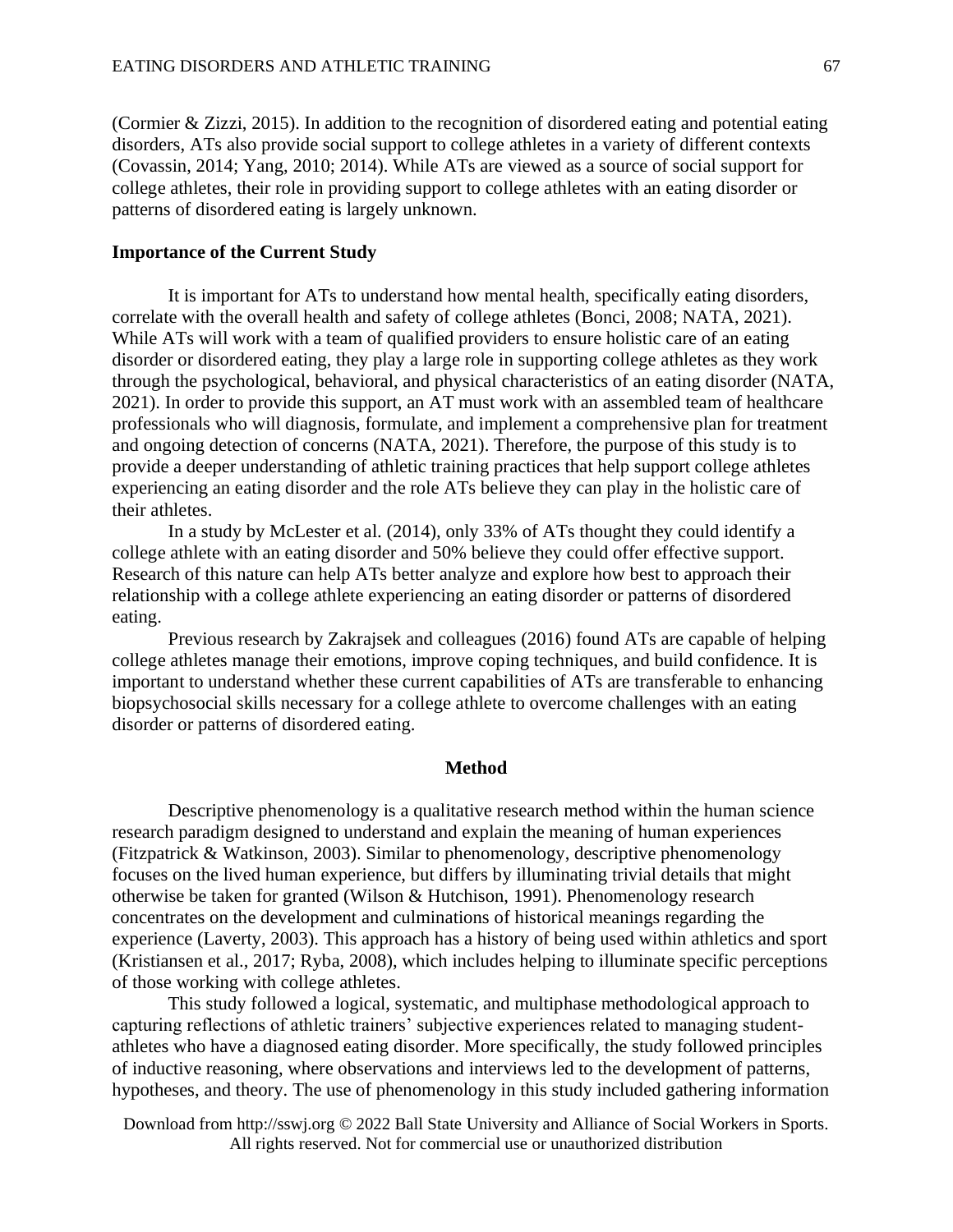(Cormier & Zizzi, 2015). In addition to the recognition of disordered eating and potential eating disorders, ATs also provide social support to college athletes in a variety of different contexts (Covassin, 2014; Yang, 2010; 2014). While ATs are viewed as a source of social support for college athletes, their role in providing support to college athletes with an eating disorder or patterns of disordered eating is largely unknown.

### Importance of the Current Study

It is important for ATs to understand how mental health, specifically eating disorders, correlate with the overall health and safety of college athletes (Bonci, 2008; NATA, 2021). While ATs will work with a team of qualified providers to ensure holistic care of an eating disorder or disordered eating, they play a large role in supporting college athletes as they work through the psychological, behavioral, and physical characteristics of an eating disorder (NATA, 2021). In order to provide this support, an AT must work with an assembled team of healthcare professionals who will diagnosis, formulate, and implement a comprehensive plan for treatment and ongoing detection of concerns (NATA, 2021). Therefore, the purpose of this study is to provide a deeper understanding of athletic training practices that help support college athletes experiencing an eating disorder and the role ATs believe they can play in the holistic care of their athletes.

In a study by McLester et al. (2014), only 33% of ATs thought they could identify a college athlete with an eating disorder and 50% believe they could offer effective support. Research of this nature can help ATs better analyze and explore how best to approach their relationship with a college athlete experiencing an eating disorder or patterns of disordered eating.

Previous research by Zakrajsek and colleagues (2016) found ATs are capable of helping college athletes manage their emotions, improve coping techniques, and build confidence. It is important to understand whether these current capabilities of ATs are transferable to enhancing biopsychosocial skills necessary for a college athlete to overcome challenges with an eating disorder or patterns of disordered eating.

## Method

Descriptive phenomenology is a qualitative research method within the human science research paradigm designed to understand and explain the meaning of human experiences (Fitzpatrick & Watkinson, 2003). Similar to phenomenology, descriptive phenomenology focuses on the lived human experience, but differs by illuminating trivial details that might otherwise be taken for granted (Wilson & Hutchison, 1991). Phenomenology research concentrates on the development and culminations of historical meanings regarding the experience (Laverty, 2003). This approach has a history of being used within athletics and sport (Kristiansen et al., 2017; Ryba, 2008), which includes helping to illuminate specific perceptions of those working with college athletes.

This study followed a logical, systematic, and multiphase methodological approach to capturing reflections of athletic trainers' subjective experiences related to managing student-athletes who have a diagnosed eating disorder. More specifically, the study followed principles of inductive reasoning, where observations and interviews led to the development of patterns, hypotheses, and theory. The use of phenomenology in this study included gathering information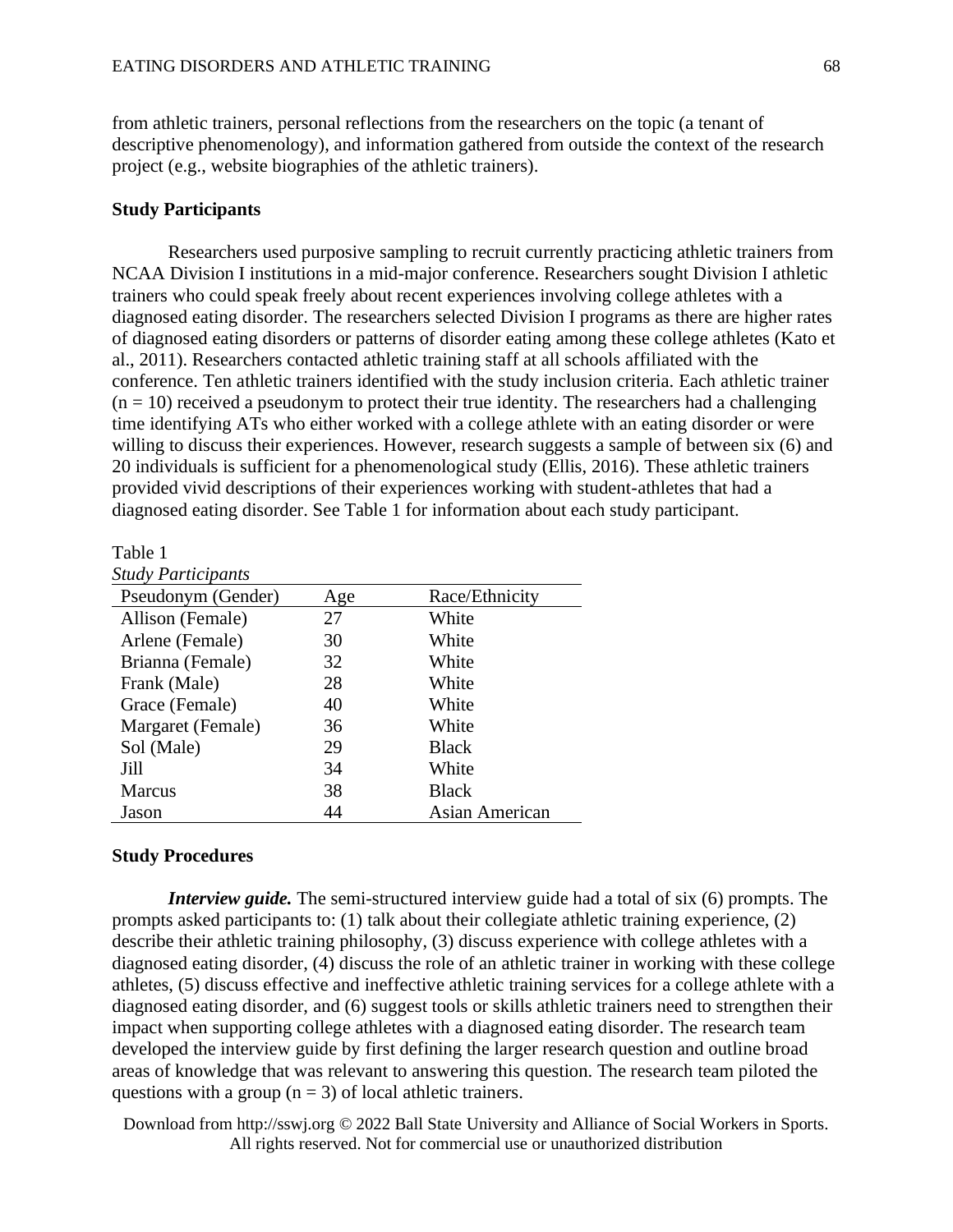from athletic trainers, personal reflections from the researchers on the topic (a tenant of descriptive phenomenology), and information gathered from outside the context of the research project (e.g., website biographies of the athletic trainers).

**Study Participants**

Researchers used purposive sampling to recruit currently practicing athletic trainers from NCAA Division I institutions in a mid-major conference. Researchers sought Division I athletic trainers who could speak freely about recent experiences involving college athletes with a diagnosed eating disorder. The researchers selected Division I programs as there are higher rates of diagnosed eating disorders or patterns of disorder eating among these college athletes (Kato et al., 2011). Researchers contacted athletic training staff at all schools affiliated with the conference. Ten athletic trainers identified with the study inclusion criteria. Each athletic trainer ($n = 10$) received a pseudonym to protect their true identity. The researchers had a challenging time identifying ATs who either worked with a college athlete with an eating disorder or were willing to discuss their experiences. However, research suggests a sample of between six (6) and 20 individuals is sufficient for a phenomenological study (Ellis, 2016). These athletic trainers provided vivid descriptions of their experiences working with student-athletes that had a diagnosed eating disorder. See Table 1 for information about each study participant.

Table 1
*Study Participants*

| Pseudonym (Gender) | Age | Race/Ethnicity |
|---|---|---|
| Allison (Female) | 27 | White |
| Arlene (Female) | 30 | White |
| Brianna (Female) | 32 | White |
| Frank (Male) | 28 | White |
| Grace (Female) | 40 | White |
| Margaret (Female) | 36 | White |
| Sol (Male) | 29 | Black |
| Jill | 34 | White |
| Marcus | 38 | Black |
| Jason | 44 | Asian American |

**Study Procedures**

***Interview guide.*** The semi-structured interview guide had a total of six (6) prompts. The prompts asked participants to: (1) talk about their collegiate athletic training experience, (2) describe their athletic training philosophy, (3) discuss experience with college athletes with a diagnosed eating disorder, (4) discuss the role of an athletic trainer in working with these college athletes, (5) discuss effective and ineffective athletic training services for a college athlete with a diagnosed eating disorder, and (6) suggest tools or skills athletic trainers need to strengthen their impact when supporting college athletes with a diagnosed eating disorder. The research team developed the interview guide by first defining the larger research question and outline broad areas of knowledge that was relevant to answering this question. The research team piloted the questions with a group ($n = 3$) of local athletic trainers.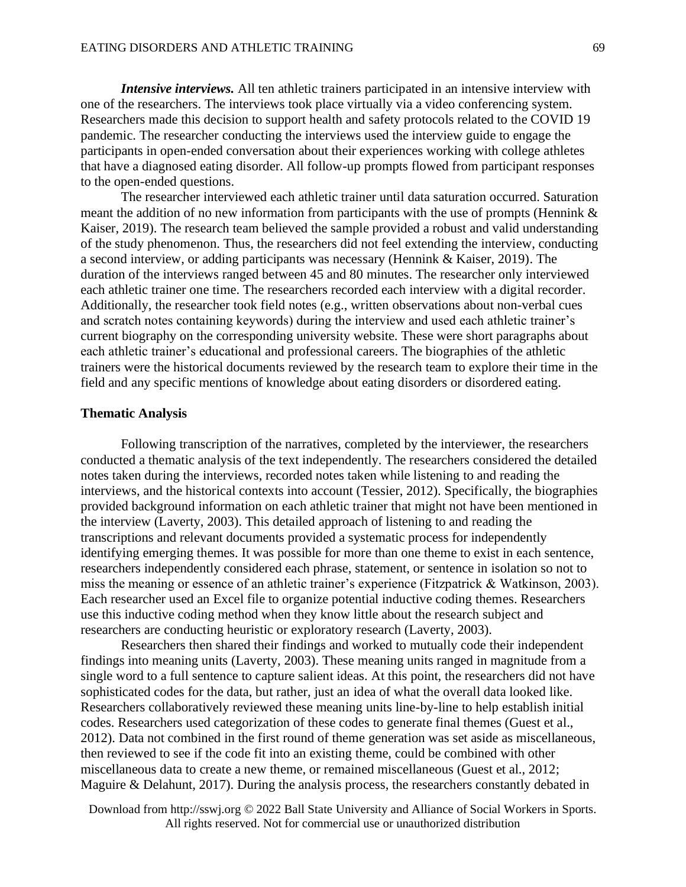***Intensive interviews.*** All ten athletic trainers participated in an intensive interview with one of the researchers. The interviews took place virtually via a video conferencing system. Researchers made this decision to support health and safety protocols related to the COVID 19 pandemic. The researcher conducting the interviews used the interview guide to engage the participants in open-ended conversation about their experiences working with college athletes that have a diagnosed eating disorder. All follow-up prompts flowed from participant responses to the open-ended questions.

The researcher interviewed each athletic trainer until data saturation occurred. Saturation meant the addition of no new information from participants with the use of prompts (Hennink & Kaiser, 2019). The research team believed the sample provided a robust and valid understanding of the study phenomenon. Thus, the researchers did not feel extending the interview, conducting a second interview, or adding participants was necessary (Hennink & Kaiser, 2019). The duration of the interviews ranged between 45 and 80 minutes. The researcher only interviewed each athletic trainer one time. The researchers recorded each interview with a digital recorder. Additionally, the researcher took field notes (e.g., written observations about non-verbal cues and scratch notes containing keywords) during the interview and used each athletic trainer's current biography on the corresponding university website. These were short paragraphs about each athletic trainer's educational and professional careers. The biographies of the athletic trainers were the historical documents reviewed by the research team to explore their time in the field and any specific mentions of knowledge about eating disorders or disordered eating.

## Thematic Analysis

Following transcription of the narratives, completed by the interviewer, the researchers conducted a thematic analysis of the text independently. The researchers considered the detailed notes taken during the interviews, recorded notes taken while listening to and reading the interviews, and the historical contexts into account (Tessier, 2012). Specifically, the biographies provided background information on each athletic trainer that might not have been mentioned in the interview (Laverty, 2003). This detailed approach of listening to and reading the transcriptions and relevant documents provided a systematic process for independently identifying emerging themes. It was possible for more than one theme to exist in each sentence, researchers independently considered each phrase, statement, or sentence in isolation so not to miss the meaning or essence of an athletic trainer's experience (Fitzpatrick & Watkinson, 2003). Each researcher used an Excel file to organize potential inductive coding themes. Researchers use this inductive coding method when they know little about the research subject and researchers are conducting heuristic or exploratory research (Laverty, 2003).

Researchers then shared their findings and worked to mutually code their independent findings into meaning units (Laverty, 2003). These meaning units ranged in magnitude from a single word to a full sentence to capture salient ideas. At this point, the researchers did not have sophisticated codes for the data, but rather, just an idea of what the overall data looked like. Researchers collaboratively reviewed these meaning units line-by-line to help establish initial codes. Researchers used categorization of these codes to generate final themes (Guest et al., 2012). Data not combined in the first round of theme generation was set aside as miscellaneous, then reviewed to see if the code fit into an existing theme, could be combined with other miscellaneous data to create a new theme, or remained miscellaneous (Guest et al., 2012; Maguire & Delahunt, 2017). During the analysis process, the researchers constantly debated in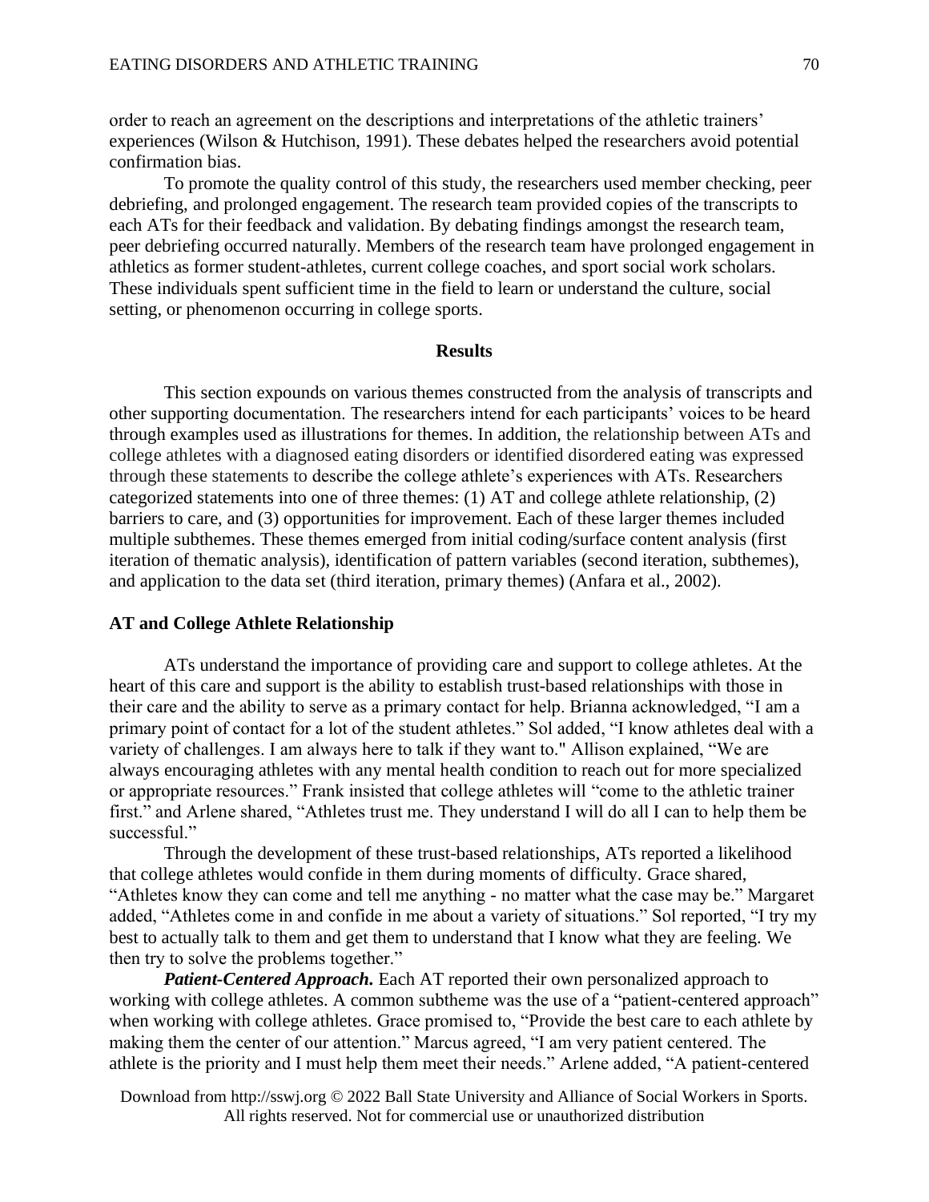order to reach an agreement on the descriptions and interpretations of the athletic trainers' experiences (Wilson & Hutchison, 1991). These debates helped the researchers avoid potential confirmation bias.

To promote the quality control of this study, the researchers used member checking, peer debriefing, and prolonged engagement. The research team provided copies of the transcripts to each ATs for their feedback and validation. By debating findings amongst the research team, peer debriefing occurred naturally. Members of the research team have prolonged engagement in athletics as former student-athletes, current college coaches, and sport social work scholars. These individuals spent sufficient time in the field to learn or understand the culture, social setting, or phenomenon occurring in college sports.

## Results

This section expounds on various themes constructed from the analysis of transcripts and other supporting documentation. The researchers intend for each participants' voices to be heard through examples used as illustrations for themes. In addition, the relationship between ATs and college athletes with a diagnosed eating disorders or identified disordered eating was expressed through these statements to describe the college athlete's experiences with ATs. Researchers categorized statements into one of three themes: (1) AT and college athlete relationship, (2) barriers to care, and (3) opportunities for improvement. Each of these larger themes included multiple subthemes. These themes emerged from initial coding/surface content analysis (first iteration of thematic analysis), identification of pattern variables (second iteration, subthemes), and application to the data set (third iteration, primary themes) (Anfara et al., 2002).

### AT and College Athlete Relationship

ATs understand the importance of providing care and support to college athletes. At the heart of this care and support is the ability to establish trust-based relationships with those in their care and the ability to serve as a primary contact for help. Brianna acknowledged, "I am a primary point of contact for a lot of the student athletes." Sol added, "I know athletes deal with a variety of challenges. I am always here to talk if they want to." Allison explained, "We are always encouraging athletes with any mental health condition to reach out for more specialized or appropriate resources." Frank insisted that college athletes will "come to the athletic trainer first." and Arlene shared, "Athletes trust me. They understand I will do all I can to help them be successful."

Through the development of these trust-based relationships, ATs reported a likelihood that college athletes would confide in them during moments of difficulty. Grace shared, "Athletes know they can come and tell me anything - no matter what the case may be." Margaret added, "Athletes come in and confide in me about a variety of situations." Sol reported, "I try my best to actually talk to them and get them to understand that I know what they are feeling. We then try to solve the problems together."

***Patient-Centered Approach.*** Each AT reported their own personalized approach to working with college athletes. A common subtheme was the use of a "patient-centered approach" when working with college athletes. Grace promised to, "Provide the best care to each athlete by making them the center of our attention." Marcus agreed, "I am very patient centered. The athlete is the priority and I must help them meet their needs." Arlene added, "A patient-centered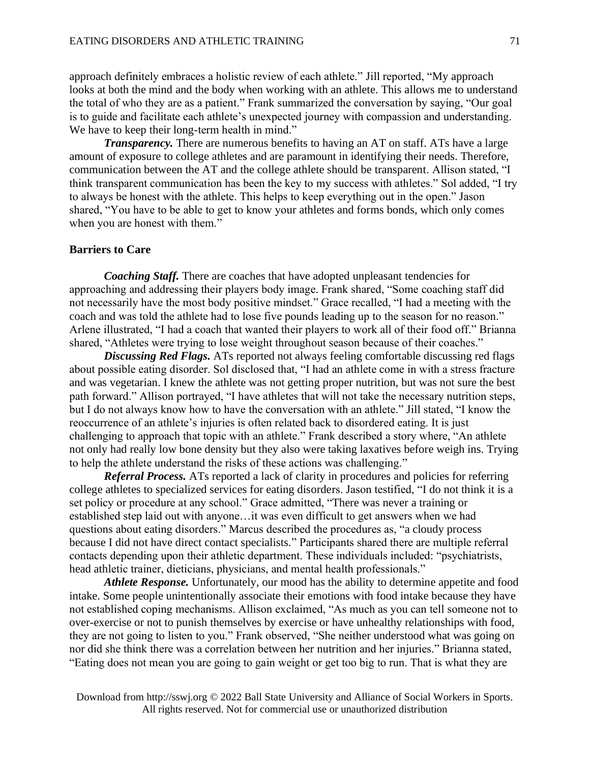approach definitely embraces a holistic review of each athlete." Jill reported, "My approach looks at both the mind and the body when working with an athlete. This allows me to understand the total of who they are as a patient." Frank summarized the conversation by saying, "Our goal is to guide and facilitate each athlete's unexpected journey with compassion and understanding. We have to keep their long-term health in mind."

***Transparency.*** There are numerous benefits to having an AT on staff. ATs have a large amount of exposure to college athletes and are paramount in identifying their needs. Therefore, communication between the AT and the college athlete should be transparent. Allison stated, "I think transparent communication has been the key to my success with athletes." Sol added, "I try to always be honest with the athlete. This helps to keep everything out in the open." Jason shared, "You have to be able to get to know your athletes and forms bonds, which only comes when you are honest with them."

**Barriers to Care**

***Coaching Staff.*** There are coaches that have adopted unpleasant tendencies for approaching and addressing their players body image. Frank shared, "Some coaching staff did not necessarily have the most body positive mindset." Grace recalled, "I had a meeting with the coach and was told the athlete had to lose five pounds leading up to the season for no reason." Arlene illustrated, "I had a coach that wanted their players to work all of their food off." Brianna shared, "Athletes were trying to lose weight throughout season because of their coaches."

***Discussing Red Flags.*** ATs reported not always feeling comfortable discussing red flags about possible eating disorder. Sol disclosed that, "I had an athlete come in with a stress fracture and was vegetarian. I knew the athlete was not getting proper nutrition, but was not sure the best path forward." Allison portrayed, "I have athletes that will not take the necessary nutrition steps, but I do not always know how to have the conversation with an athlete." Jill stated, "I know the reoccurrence of an athlete's injuries is often related back to disordered eating. It is just challenging to approach that topic with an athlete." Frank described a story where, "An athlete not only had really low bone density but they also were taking laxatives before weigh ins. Trying to help the athlete understand the risks of these actions was challenging."

***Referral Process.*** ATs reported a lack of clarity in procedures and policies for referring college athletes to specialized services for eating disorders. Jason testified, "I do not think it is a set policy or procedure at any school." Grace admitted, "There was never a training or established step laid out with anyone…it was even difficult to get answers when we had questions about eating disorders." Marcus described the procedures as, "a cloudy process because I did not have direct contact specialists." Participants shared there are multiple referral contacts depending upon their athletic department. These individuals included: "psychiatrists, head athletic trainer, dieticians, physicians, and mental health professionals."

***Athlete Response.*** Unfortunately, our mood has the ability to determine appetite and food intake. Some people unintentionally associate their emotions with food intake because they have not established coping mechanisms. Allison exclaimed, "As much as you can tell someone not to over-exercise or not to punish themselves by exercise or have unhealthy relationships with food, they are not going to listen to you." Frank observed, "She neither understood what was going on nor did she think there was a correlation between her nutrition and her injuries." Brianna stated, "Eating does not mean you are going to gain weight or get too big to run. That is what they are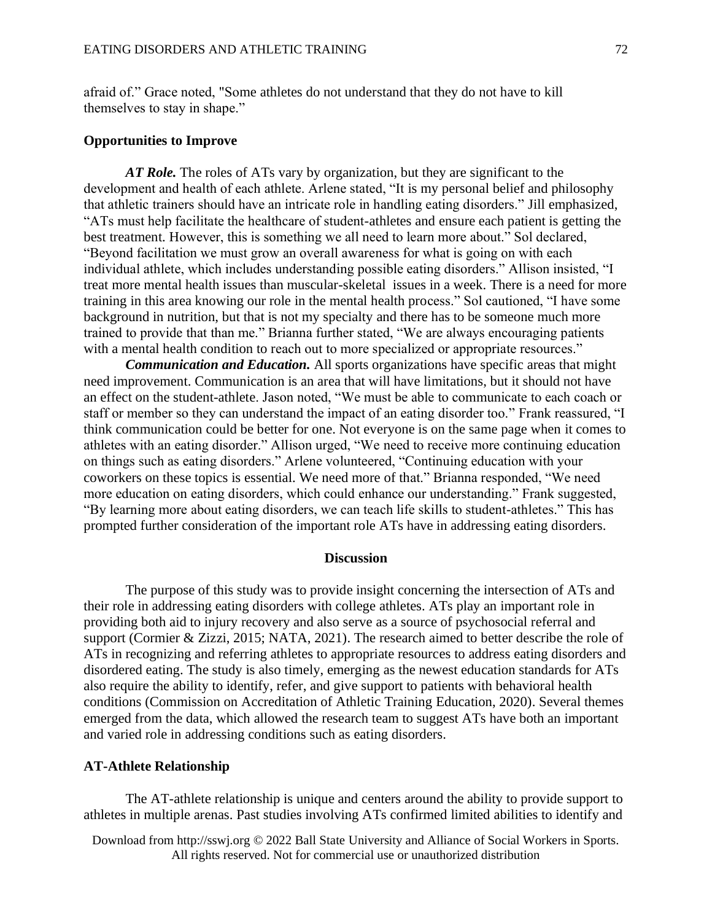afraid of." Grace noted, "Some athletes do not understand that they do not have to kill themselves to stay in shape."

### Opportunities to Improve

***AT Role.*** The roles of ATs vary by organization, but they are significant to the development and health of each athlete. Arlene stated, "It is my personal belief and philosophy that athletic trainers should have an intricate role in handling eating disorders." Jill emphasized, "ATs must help facilitate the healthcare of student-athletes and ensure each patient is getting the best treatment. However, this is something we all need to learn more about." Sol declared, "Beyond facilitation we must grow an overall awareness for what is going on with each individual athlete, which includes understanding possible eating disorders." Allison insisted, "I treat more mental health issues than muscular-skeletal issues in a week. There is a need for more training in this area knowing our role in the mental health process." Sol cautioned, "I have some background in nutrition, but that is not my specialty and there has to be someone much more trained to provide that than me." Brianna further stated, "We are always encouraging patients with a mental health condition to reach out to more specialized or appropriate resources."

***Communication and Education.*** All sports organizations have specific areas that might need improvement. Communication is an area that will have limitations, but it should not have an effect on the student-athlete. Jason noted, "We must be able to communicate to each coach or staff or member so they can understand the impact of an eating disorder too." Frank reassured, "I think communication could be better for one. Not everyone is on the same page when it comes to athletes with an eating disorder." Allison urged, "We need to receive more continuing education on things such as eating disorders." Arlene volunteered, "Continuing education with your coworkers on these topics is essential. We need more of that." Brianna responded, "We need more education on eating disorders, which could enhance our understanding." Frank suggested, "By learning more about eating disorders, we can teach life skills to student-athletes." This has prompted further consideration of the important role ATs have in addressing eating disorders.

## Discussion

The purpose of this study was to provide insight concerning the intersection of ATs and their role in addressing eating disorders with college athletes. ATs play an important role in providing both aid to injury recovery and also serve as a source of psychosocial referral and support (Cormier & Zizzi, 2015; NATA, 2021). The research aimed to better describe the role of ATs in recognizing and referring athletes to appropriate resources to address eating disorders and disordered eating. The study is also timely, emerging as the newest education standards for ATs also require the ability to identify, refer, and give support to patients with behavioral health conditions (Commission on Accreditation of Athletic Training Education, 2020). Several themes emerged from the data, which allowed the research team to suggest ATs have both an important and varied role in addressing conditions such as eating disorders.

### AT-Athlete Relationship

The AT-athlete relationship is unique and centers around the ability to provide support to athletes in multiple arenas. Past studies involving ATs confirmed limited abilities to identify and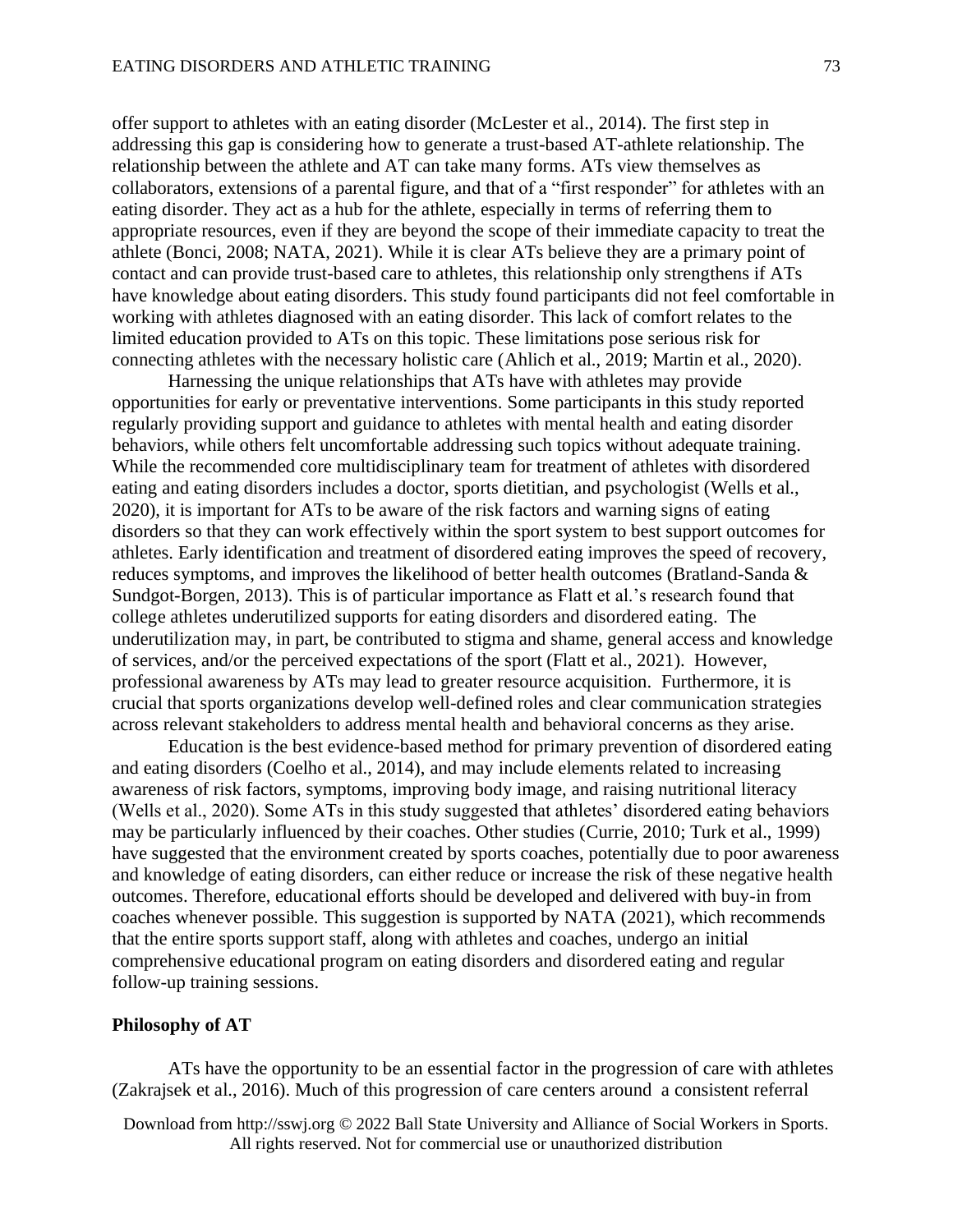offer support to athletes with an eating disorder (McLester et al., 2014). The first step in addressing this gap is considering how to generate a trust-based AT-athlete relationship. The relationship between the athlete and AT can take many forms. ATs view themselves as collaborators, extensions of a parental figure, and that of a "first responder" for athletes with an eating disorder. They act as a hub for the athlete, especially in terms of referring them to appropriate resources, even if they are beyond the scope of their immediate capacity to treat the athlete (Bonci, 2008; NATA, 2021). While it is clear ATs believe they are a primary point of contact and can provide trust-based care to athletes, this relationship only strengthens if ATs have knowledge about eating disorders. This study found participants did not feel comfortable in working with athletes diagnosed with an eating disorder. This lack of comfort relates to the limited education provided to ATs on this topic. These limitations pose serious risk for connecting athletes with the necessary holistic care (Ahlich et al., 2019; Martin et al., 2020).

Harnessing the unique relationships that ATs have with athletes may provide opportunities for early or preventative interventions. Some participants in this study reported regularly providing support and guidance to athletes with mental health and eating disorder behaviors, while others felt uncomfortable addressing such topics without adequate training. While the recommended core multidisciplinary team for treatment of athletes with disordered eating and eating disorders includes a doctor, sports dietitian, and psychologist (Wells et al., 2020), it is important for ATs to be aware of the risk factors and warning signs of eating disorders so that they can work effectively within the sport system to best support outcomes for athletes. Early identification and treatment of disordered eating improves the speed of recovery, reduces symptoms, and improves the likelihood of better health outcomes (Bratland-Sanda & Sundgot-Borgen, 2013). This is of particular importance as Flatt et al.'s research found that college athletes underutilized supports for eating disorders and disordered eating. The underutilization may, in part, be contributed to stigma and shame, general access and knowledge of services, and/or the perceived expectations of the sport (Flatt et al., 2021). However, professional awareness by ATs may lead to greater resource acquisition. Furthermore, it is crucial that sports organizations develop well-defined roles and clear communication strategies across relevant stakeholders to address mental health and behavioral concerns as they arise.

Education is the best evidence-based method for primary prevention of disordered eating and eating disorders (Coelho et al., 2014), and may include elements related to increasing awareness of risk factors, symptoms, improving body image, and raising nutritional literacy (Wells et al., 2020). Some ATs in this study suggested that athletes' disordered eating behaviors may be particularly influenced by their coaches. Other studies (Currie, 2010; Turk et al., 1999) have suggested that the environment created by sports coaches, potentially due to poor awareness and knowledge of eating disorders, can either reduce or increase the risk of these negative health outcomes. Therefore, educational efforts should be developed and delivered with buy-in from coaches whenever possible. This suggestion is supported by NATA (2021), which recommends that the entire sports support staff, along with athletes and coaches, undergo an initial comprehensive educational program on eating disorders and disordered eating and regular follow-up training sessions.

**Philosophy of AT**

ATs have the opportunity to be an essential factor in the progression of care with athletes (Zakrajsek et al., 2016). Much of this progression of care centers around a consistent referral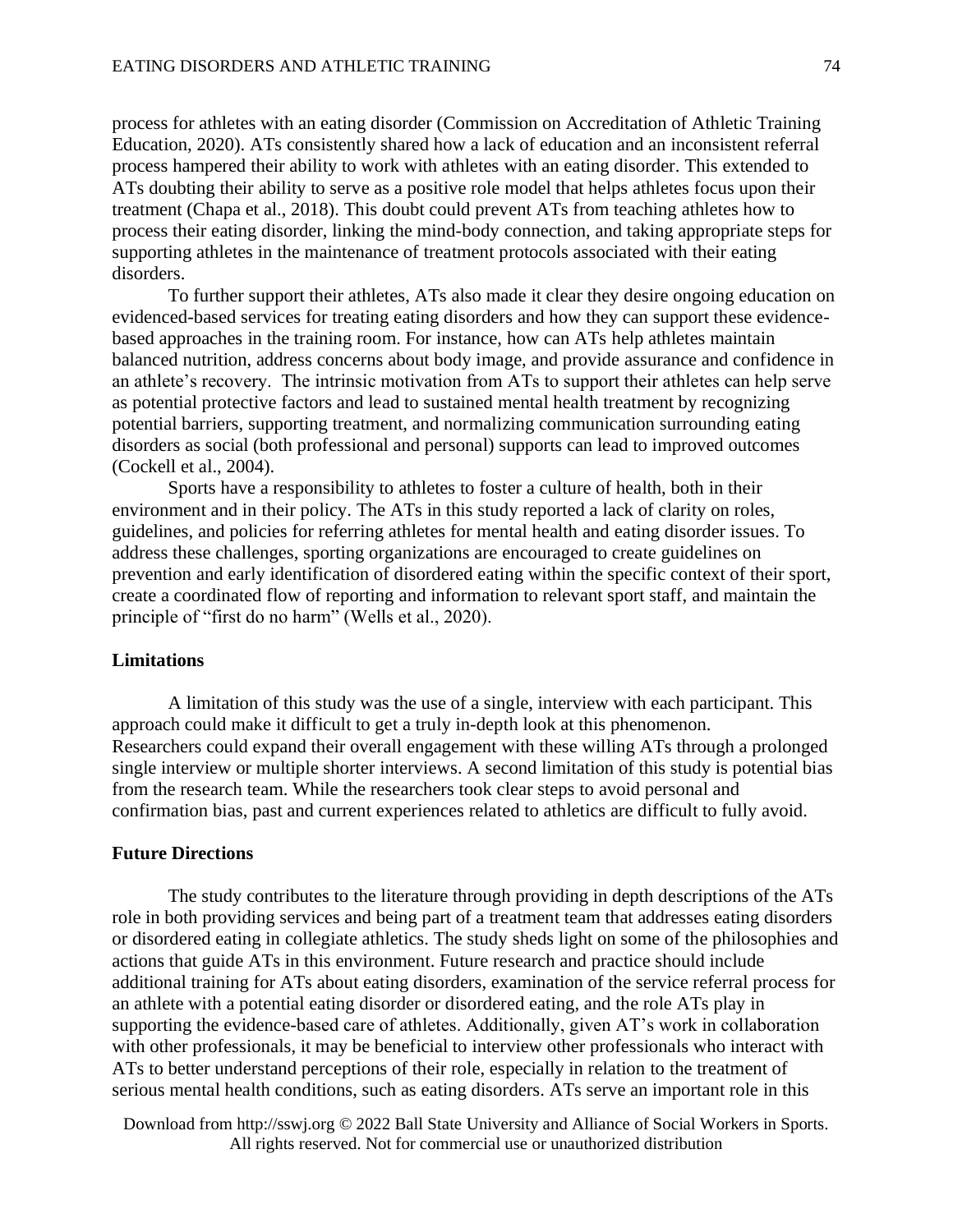process for athletes with an eating disorder (Commission on Accreditation of Athletic Training Education, 2020). ATs consistently shared how a lack of education and an inconsistent referral process hampered their ability to work with athletes with an eating disorder. This extended to ATs doubting their ability to serve as a positive role model that helps athletes focus upon their treatment (Chapa et al., 2018). This doubt could prevent ATs from teaching athletes how to process their eating disorder, linking the mind-body connection, and taking appropriate steps for supporting athletes in the maintenance of treatment protocols associated with their eating disorders.

To further support their athletes, ATs also made it clear they desire ongoing education on evidenced-based services for treating eating disorders and how they can support these evidence-based approaches in the training room. For instance, how can ATs help athletes maintain balanced nutrition, address concerns about body image, and provide assurance and confidence in an athlete's recovery. The intrinsic motivation from ATs to support their athletes can help serve as potential protective factors and lead to sustained mental health treatment by recognizing potential barriers, supporting treatment, and normalizing communication surrounding eating disorders as social (both professional and personal) supports can lead to improved outcomes (Cockell et al., 2004).

Sports have a responsibility to athletes to foster a culture of health, both in their environment and in their policy. The ATs in this study reported a lack of clarity on roles, guidelines, and policies for referring athletes for mental health and eating disorder issues. To address these challenges, sporting organizations are encouraged to create guidelines on prevention and early identification of disordered eating within the specific context of their sport, create a coordinated flow of reporting and information to relevant sport staff, and maintain the principle of "first do no harm" (Wells et al., 2020).

### Limitations

A limitation of this study was the use of a single, interview with each participant. This approach could make it difficult to get a truly in-depth look at this phenomenon. Researchers could expand their overall engagement with these willing ATs through a prolonged single interview or multiple shorter interviews. A second limitation of this study is potential bias from the research team. While the researchers took clear steps to avoid personal and confirmation bias, past and current experiences related to athletics are difficult to fully avoid.

### Future Directions

The study contributes to the literature through providing in depth descriptions of the ATs role in both providing services and being part of a treatment team that addresses eating disorders or disordered eating in collegiate athletics. The study sheds light on some of the philosophies and actions that guide ATs in this environment. Future research and practice should include additional training for ATs about eating disorders, examination of the service referral process for an athlete with a potential eating disorder or disordered eating, and the role ATs play in supporting the evidence-based care of athletes. Additionally, given AT's work in collaboration with other professionals, it may be beneficial to interview other professionals who interact with ATs to better understand perceptions of their role, especially in relation to the treatment of serious mental health conditions, such as eating disorders. ATs serve an important role in this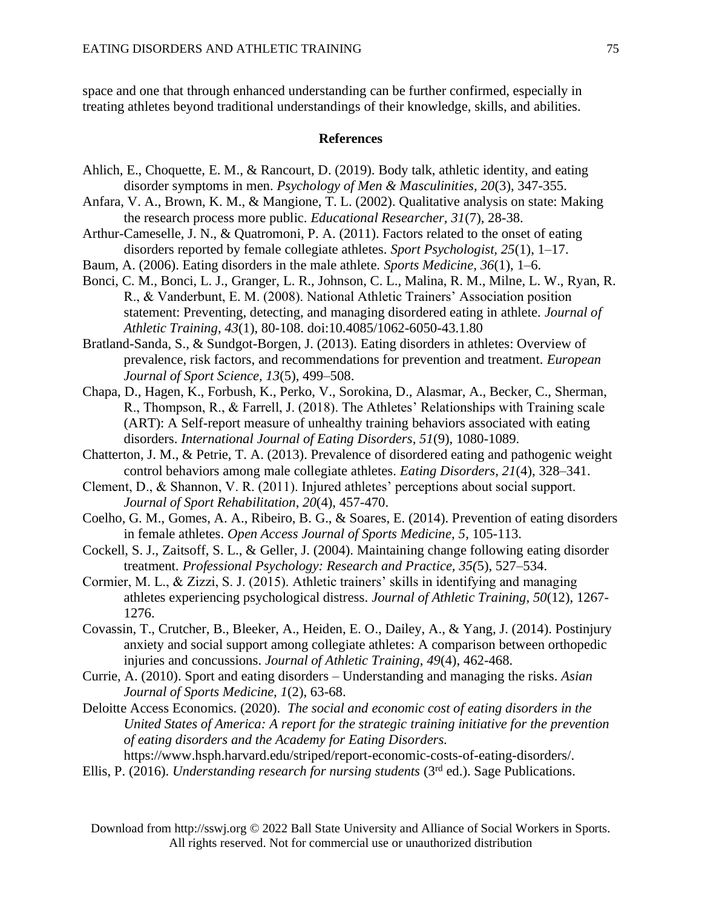space and one that through enhanced understanding can be further confirmed, especially in treating athletes beyond traditional understandings of their knowledge, skills, and abilities.

## References

Ahlich, E., Choquette, E. M., & Rancourt, D. (2019). Body talk, athletic identity, and eating disorder symptoms in men. *Psychology of Men & Masculinities, 20*(3), 347-355.

Anfara, V. A., Brown, K. M., & Mangione, T. L. (2002). Qualitative analysis on state: Making the research process more public. *Educational Researcher, 31*(7), 28-38.

Arthur-Cameselle, J. N., & Quatromoni, P. A. (2011). Factors related to the onset of eating disorders reported by female collegiate athletes. *Sport Psychologist, 25*(1), 1–17.

Baum, A. (2006). Eating disorders in the male athlete. *Sports Medicine, 36*(1), 1–6.

Bonci, C. M., Bonci, L. J., Granger, L. R., Johnson, C. L., Malina, R. M., Milne, L. W., Ryan, R. R., & Vanderbunt, E. M. (2008). National Athletic Trainers' Association position statement: Preventing, detecting, and managing disordered eating in athlete. *Journal of Athletic Training*, *43*(1), 80-108. doi:10.4085/1062-6050-43.1.80

Bratland-Sanda, S., & Sundgot-Borgen, J. (2013). Eating disorders in athletes: Overview of prevalence, risk factors, and recommendations for prevention and treatment. *European Journal of Sport Science*, *13*(5), 499–508.

Chapa, D., Hagen, K., Forbush, K., Perko, V., Sorokina, D., Alasmar, A., Becker, C., Sherman, R., Thompson, R., & Farrell, J. (2018). The Athletes' Relationships with Training scale (ART): A Self-report measure of unhealthy training behaviors associated with eating disorders. *International Journal of Eating Disorders*, *51*(9), 1080-1089.

Chatterton, J. M., & Petrie, T. A. (2013). Prevalence of disordered eating and pathogenic weight control behaviors among male collegiate athletes. *Eating Disorders, 21*(4), 328–341.

Clement, D., & Shannon, V. R. (2011). Injured athletes' perceptions about social support. *Journal of Sport Rehabilitation*, *20*(4), 457-470.

Coelho, G. M., Gomes, A. A., Ribeiro, B. G., & Soares, E. (2014). Prevention of eating disorders in female athletes. *Open Access Journal of Sports Medicine, 5*, 105-113.

Cockell, S. J., Zaitsoff, S. L., & Geller, J. (2004). Maintaining change following eating disorder treatment. *Professional Psychology: Research and Practice, 35(*5), 527–534.

Cormier, M. L., & Zizzi, S. J. (2015). Athletic trainers' skills in identifying and managing athletes experiencing psychological distress. *Journal of Athletic Training*, *50*(12), 1267-1276.

Covassin, T., Crutcher, B., Bleeker, A., Heiden, E. O., Dailey, A., & Yang, J. (2014). Postinjury anxiety and social support among collegiate athletes: A comparison between orthopedic injuries and concussions. *Journal of Athletic Training*, *49*(4), 462-468.

Currie, A. (2010). Sport and eating disorders – Understanding and managing the risks. *Asian Journal of Sports Medicine, 1*(2), 63-68.

Deloitte Access Economics. (2020). *The social and economic cost of eating disorders in the United States of America: A report for the strategic training initiative for the prevention of eating disorders and the Academy for Eating Disorders.* https://www.hsph.harvard.edu/striped/report-economic-costs-of-eating-disorders/.

Ellis, P. (2016). *Understanding research for nursing students* (3rd ed.). Sage Publications.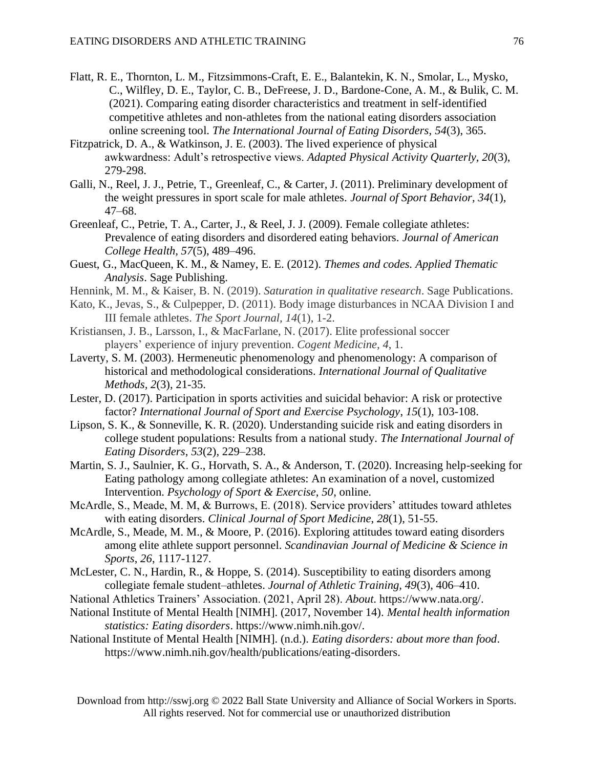Flatt, R. E., Thornton, L. M., Fitzsimmons-Craft, E. E., Balantekin, K. N., Smolar, L., Mysko, C., Wilfley, D. E., Taylor, C. B., DeFreese, J. D., Bardone-Cone, A. M., & Bulik, C. M. (2021). Comparing eating disorder characteristics and treatment in self-identified competitive athletes and non-athletes from the national eating disorders association online screening tool. *The International Journal of Eating Disorders, 54*(3), 365.

Fitzpatrick, D. A., & Watkinson, J. E. (2003). The lived experience of physical awkwardness: Adult's retrospective views. *Adapted Physical Activity Quarterly, 20*(3), 279-298.

Galli, N., Reel, J. J., Petrie, T., Greenleaf, C., & Carter, J. (2011). Preliminary development of the weight pressures in sport scale for male athletes. *Journal of Sport Behavior, 34*(1), 47–68.

Greenleaf, C., Petrie, T. A., Carter, J., & Reel, J. J. (2009). Female collegiate athletes: Prevalence of eating disorders and disordered eating behaviors. *Journal of American College Health, 57*(5), 489–496.

Guest, G., MacQueen, K. M., & Namey, E. E. (2012). *Themes and codes. Applied Thematic Analysis*. Sage Publishing.

Hennink, M. M., & Kaiser, B. N. (2019). *Saturation in qualitative research*. Sage Publications.

Kato, K., Jevas, S., & Culpepper, D. (2011). Body image disturbances in NCAA Division I and III female athletes. *The Sport Journal, 14*(1), 1-2.

Kristiansen, J. B., Larsson, I., & MacFarlane, N. (2017). Elite professional soccer players' experience of injury prevention. *Cogent Medicine, 4*, 1.

Laverty, S. M. (2003). Hermeneutic phenomenology and phenomenology: A comparison of historical and methodological considerations. *International Journal of Qualitative Methods, 2*(3), 21-35.

Lester, D. (2017). Participation in sports activities and suicidal behavior: A risk or protective factor? *International Journal of Sport and Exercise Psychology, 15*(1), 103-108.

Lipson, S. K., & Sonneville, K. R. (2020). Understanding suicide risk and eating disorders in college student populations: Results from a national study. *The International Journal of Eating Disorders, 53*(2), 229–238.

Martin, S. J., Saulnier, K. G., Horvath, S. A., & Anderson, T. (2020). Increasing help-seeking for Eating pathology among collegiate athletes: An examination of a novel, customized Intervention. *Psychology of Sport & Exercise, 50*, online.

McArdle, S., Meade, M. M, & Burrows, E. (2018). Service providers' attitudes toward athletes with eating disorders. *Clinical Journal of Sport Medicine, 28*(1), 51-55.

McArdle, S., Meade, M. M., & Moore, P. (2016). Exploring attitudes toward eating disorders among elite athlete support personnel. *Scandinavian Journal of Medicine & Science in Sports, 26*, 1117-1127.

McLester, C. N., Hardin, R., & Hoppe, S. (2014). Susceptibility to eating disorders among collegiate female student–athletes. *Journal of Athletic Training, 49*(3), 406–410.

National Athletics Trainers' Association. (2021, April 28). *About*. https://www.nata.org/.

National Institute of Mental Health [NIMH]. (2017, November 14). *Mental health information statistics: Eating disorders*. https://www.nimh.nih.gov/.

National Institute of Mental Health [NIMH]. (n.d.). *Eating disorders: about more than food*. https://www.nimh.nih.gov/health/publications/eating-disorders.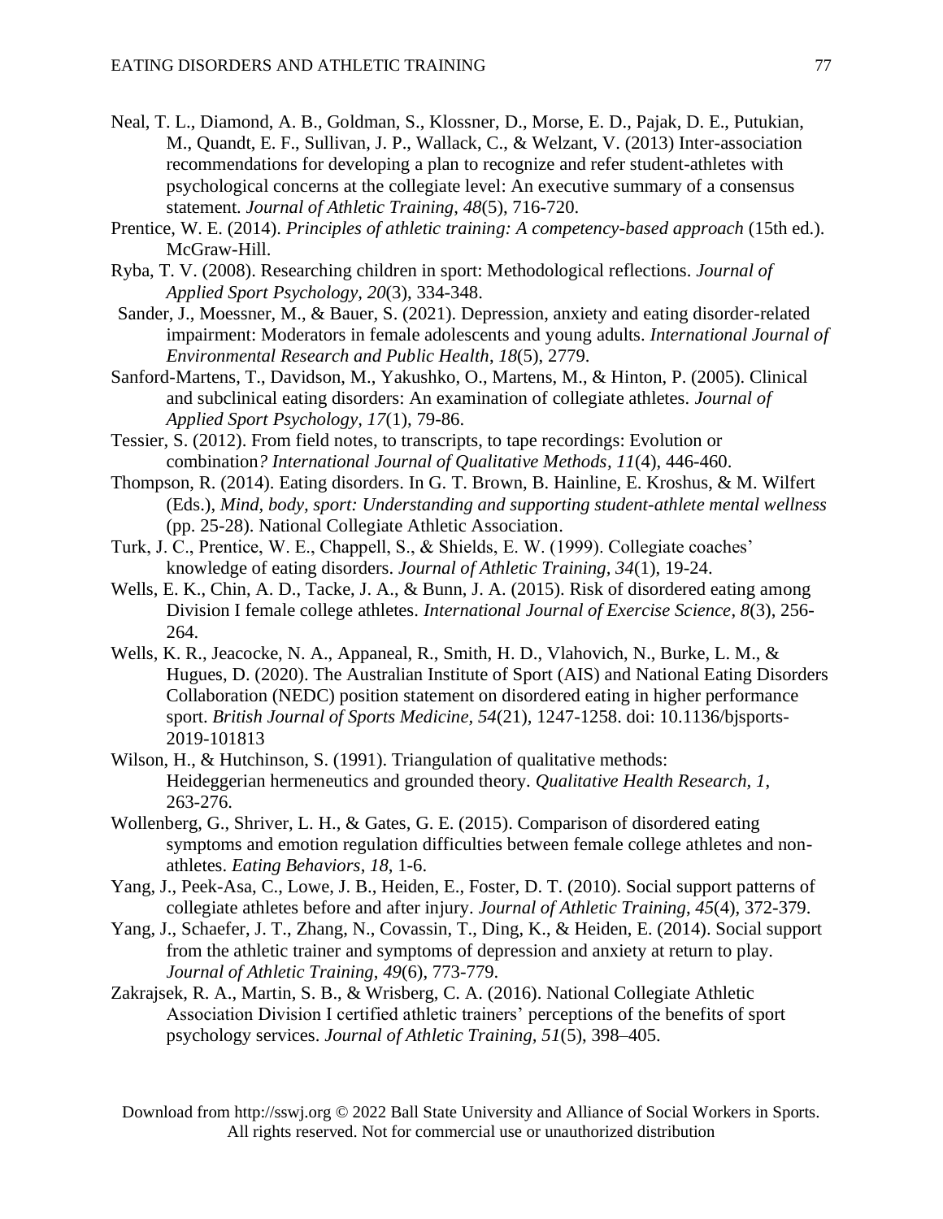Neal, T. L., Diamond, A. B., Goldman, S., Klossner, D., Morse, E. D., Pajak, D. E., Putukian, M., Quandt, E. F., Sullivan, J. P., Wallack, C., & Welzant, V. (2013) Inter-association recommendations for developing a plan to recognize and refer student-athletes with psychological concerns at the collegiate level: An executive summary of a consensus statement. *Journal of Athletic Training, 48*(5), 716-720.

Prentice, W. E. (2014). *Principles of athletic training: A competency-based approach* (15th ed.). McGraw-Hill.

Ryba, T. V. (2008). Researching children in sport: Methodological reflections. *Journal of Applied Sport Psychology, 20*(3), 334-348.

Sander, J., Moessner, M., & Bauer, S. (2021). Depression, anxiety and eating disorder-related impairment: Moderators in female adolescents and young adults. *International Journal of Environmental Research and Public Health*, *18*(5), 2779.

Sanford-Martens, T., Davidson, M., Yakushko, O., Martens, M., & Hinton, P. (2005). Clinical and subclinical eating disorders: An examination of collegiate athletes. *Journal of Applied Sport Psychology, 17*(1), 79-86.

Tessier, S. (2012). From field notes, to transcripts, to tape recordings: Evolution or combination*? International Journal of Qualitative Methods, 11*(4), 446-460.

Thompson, R. (2014). Eating disorders. In G. T. Brown, B. Hainline, E. Kroshus, & M. Wilfert (Eds.), *Mind, body, sport: Understanding and supporting student-athlete mental wellness* (pp. 25-28). National Collegiate Athletic Association.

Turk, J. C., Prentice, W. E., Chappell, S., & Shields, E. W. (1999). Collegiate coaches' knowledge of eating disorders. *Journal of Athletic Training, 34*(1), 19-24.

Wells, E. K., Chin, A. D., Tacke, J. A., & Bunn, J. A. (2015). Risk of disordered eating among Division I female college athletes. *International Journal of Exercise Science*, *8*(3), 256-264.

Wells, K. R., Jeacocke, N. A., Appaneal, R., Smith, H. D., Vlahovich, N., Burke, L. M., & Hugues, D. (2020). The Australian Institute of Sport (AIS) and National Eating Disorders Collaboration (NEDC) position statement on disordered eating in higher performance sport. *British Journal of Sports Medicine, 54*(21), 1247-1258. doi: 10.1136/bjsports-2019-101813

Wilson, H., & Hutchinson, S. (1991). Triangulation of qualitative methods: Heideggerian hermeneutics and grounded theory. *Qualitative Health Research*, *1*, 263-276.

Wollenberg, G., Shriver, L. H., & Gates, G. E. (2015). Comparison of disordered eating symptoms and emotion regulation difficulties between female college athletes and non-athletes. *Eating Behaviors*, *18*, 1-6.

Yang, J., Peek-Asa, C., Lowe, J. B., Heiden, E., Foster, D. T. (2010). Social support patterns of collegiate athletes before and after injury. *Journal of Athletic Training*, *45*(4), 372-379.

Yang, J., Schaefer, J. T., Zhang, N., Covassin, T., Ding, K., & Heiden, E. (2014). Social support from the athletic trainer and symptoms of depression and anxiety at return to play. *Journal of Athletic Training, 49*(6), 773-779.

Zakrajsek, R. A., Martin, S. B., & Wrisberg, C. A. (2016). National Collegiate Athletic Association Division I certified athletic trainers' perceptions of the benefits of sport psychology services. *Journal of Athletic Training, 51*(5), 398–405.